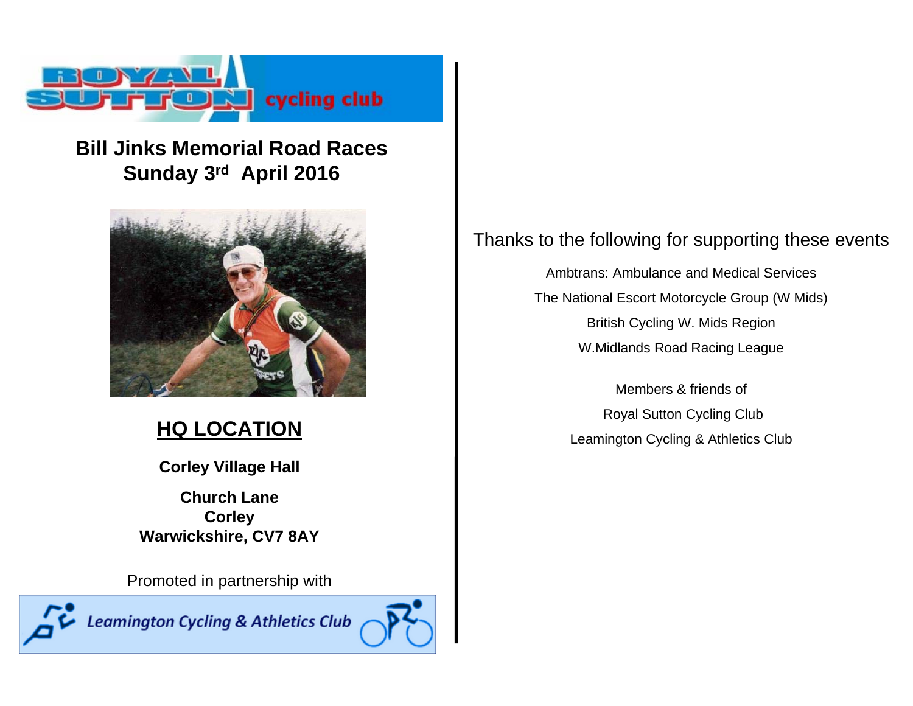ROYAL SUTTON cycling club

# Bill Jinks Memorial Road Races
# Sunday 3rd April 2016

## HQ LOCATION

**Corley Village Hall**

**Church Lane**
**Corley**
**Warwickshire, CV7 8AY**

Promoted in partnership with

Leamington Cycling & Athletics Club

Thanks to the following for supporting these events

Ambtrans: Ambulance and Medical Services

The National Escort Motorcycle Group (W Mids)

British Cycling W. Mids Region

W.Midlands Road Racing League

Members & friends of

Royal Sutton Cycling Club

Leamington Cycling & Athletics Club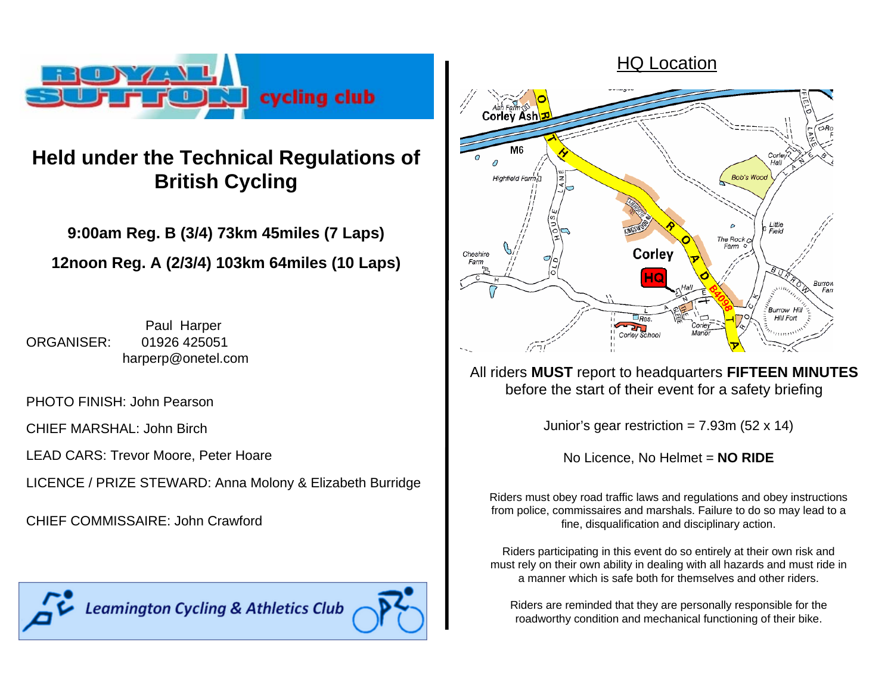Royal Sutton cycling club

## Held under the Technical Regulations of British Cycling

**9:00am Reg. B (3/4) 73km 45miles (7 Laps)**

**12noon Reg. A (2/3/4) 103km 64miles (10 Laps)**

ORGANISER: Paul Harper
01926 425051
harperp@onetel.com

PHOTO FINISH: John Pearson

CHIEF MARSHAL: John Birch

LEAD CARS: Trevor Moore, Peter Hoare

LICENCE / PRIZE STEWARD: Anna Molony & Elizabeth Burridge

CHIEF COMMISSAIRE: John Crawford

Leamington Cycling & Athletics Club

## HQ Location

All riders **MUST** report to headquarters **FIFTEEN MINUTES** before the start of their event for a safety briefing

Junior's gear restriction = 7.93m (52 x 14)

No Licence, No Helmet = **NO RIDE**

Riders must obey road traffic laws and regulations and obey instructions from police, commissaires and marshals. Failure to do so may lead to a fine, disqualification and disciplinary action.

Riders participating in this event do so entirely at their own risk and must rely on their own ability in dealing with all hazards and must ride in a manner which is safe both for themselves and other riders.

Riders are reminded that they are personally responsible for the roadworthy condition and mechanical functioning of their bike.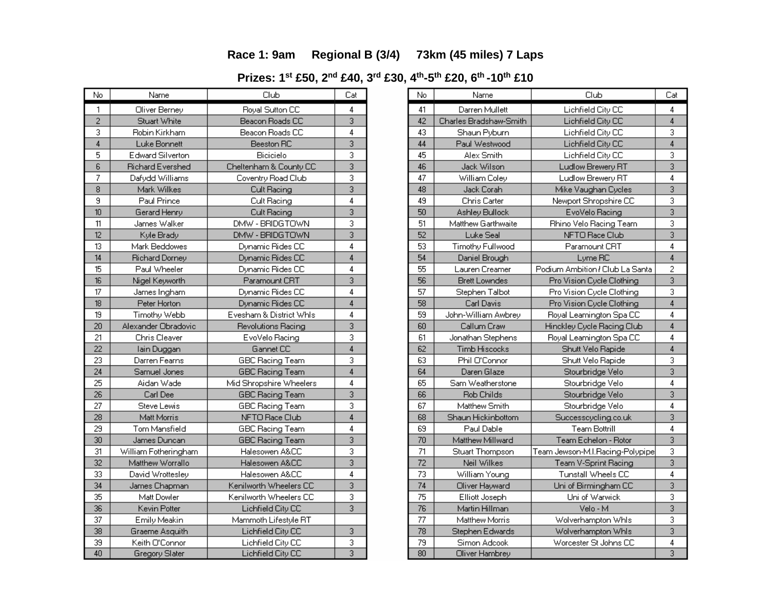**Race 1: 9am Regional B (3/4) 73km (45 miles) 7 Laps**

**Prizes: 1st £50, 2nd £40, 3rd £30, 4th-5th £20, 6th -10th £10**

| No | Name | Club | Cat |
|---|---|---|---|
| 1 | Oliver Berney | Royal Sutton CC | 4 |
| 2 | Stuart White | Beacon Roads CC | 3 |
| 3 | Robin Kirkham | Beacon Roads CC | 4 |
| 4 | Luke Bonnett | Beeston RC | 3 |
| 5 | Edward Silverton | Bicicielo | 3 |
| 6 | Richard Evershed | Cheltenham & County CC | 3 |
| 7 | Dafydd Williams | Coventry Road Club | 3 |
| 8 | Mark Wilkes | Cult Racing | 3 |
| 9 | Paul Prince | Cult Racing | 4 |
| 10 | Gerard Henry | Cult Racing | 3 |
| 11 | James Walker | DMW - BRIDGTOWN | 3 |
| 12 | Kyle Brady | DMW - BRIDGTOWN | 3 |
| 13 | Mark Beddowes | Dynamic Rides CC | 4 |
| 14 | Richard Dorney | Dynamic Rides CC | 4 |
| 15 | Paul Wheeler | Dynamic Rides CC | 4 |
| 16 | Nigel Keyworth | Paramount CRT | 3 |
| 17 | James Ingham | Dynamic Rides CC | 4 |
| 18 | Peter Horton | Dynamic Rides CC | 4 |
| 19 | Timothy Webb | Evesham & District Whls | 4 |
| 20 | Alexander Obradovic | Revolutions Racing | 3 |
| 21 | Chris Cleaver | EvoVelo Racing | 3 |
| 22 | Iain Duggan | Gannet CC | 4 |
| 23 | Darren Fearns | GBC Racing Team | 3 |
| 24 | Samuel Jones | GBC Racing Team | 4 |
| 25 | Aidan Wade | Mid Shropshire Wheelers | 4 |
| 26 | Carl Dee | GBC Racing Team | 3 |
| 27 | Steve Lewis | GBC Racing Team | 3 |
| 28 | Matt Morris | NFTO Race Club | 4 |
| 29 | Tom Mansfield | GBC Racing Team | 4 |
| 30 | James Duncan | GBC Racing Team | 3 |
| 31 | William Fotheringham | Halesowen A&CC | 3 |
| 32 | Matthew Worrallo | Halesowen A&CC | 3 |
| 33 | David Wrottesley | Halesowen A&CC | 4 |
| 34 | James Chapman | Kenilworth Wheelers CC | 3 |
| 35 | Matt Dowler | Kenilworth Wheelers CC | 3 |
| 36 | Kevin Potter | Lichfield City CC | 3 |
| 37 | Emily Meakin | Mammoth Lifestyle RT | |
| 38 | Graeme Asquith | Lichfield City CC | 3 |
| 39 | Keith O'Connor | Lichfield City CC | 3 |
| 40 | Gregory Slater | Lichfield City CC | 3 |
| 41 | Darren Mullett | Lichfield City CC | 4 |
| 42 | Charles Bradshaw-Smith | Lichfield City CC | 4 |
| 43 | Shaun Pyburn | Lichfield City CC | 3 |
| 44 | Paul Westwood | Lichfield City CC | 4 |
| 45 | Alex Smith | Lichfield City CC | 3 |
| 46 | Jack Wilson | Ludlow Brewery RT | 3 |
| 47 | William Coley | Ludlow Brewery RT | 4 |
| 48 | Jack Corah | Mike Vaughan Cycles | 3 |
| 49 | Chris Carter | Newport Shropshire CC | 3 |
| 50 | Ashley Bullock | EvoVelo Racing | 3 |
| 51 | Matthew Garthwaite | Rhino Velo Racing Team | 3 |
| 52 | Luke Seal | NFTO Race Club | 3 |
| 53 | Timothy Fullwood | Paramount CRT | 4 |
| 54 | Daniel Brough | Lyme RC | 4 |
| 55 | Lauren Creamer | Podium Ambition / Club La Santa | 2 |
| 56 | Brett Lowndes | Pro Vision Cycle Clothing | 3 |
| 57 | Stephen Talbot | Pro Vision Cycle Clothing | 3 |
| 58 | Carl Davis | Pro Vision Cycle Clothing | 4 |
| 59 | John-William Awbrey | Royal Leamington Spa CC | 4 |
| 60 | Callum Craw | Hinckley Cycle Racing Club | 4 |
| 61 | Jonathan Stephens | Royal Leamington Spa CC | 4 |
| 62 | Timb Hiscocks | Shutt Velo Rapide | 4 |
| 63 | Phil O'Connor | Shutt Velo Rapide | 3 |
| 64 | Daren Glaze | Stourbridge Velo | 3 |
| 65 | Sam Weatherstone | Stourbridge Velo | 4 |
| 66 | Rob Childs | Stourbridge Velo | 3 |
| 67 | Matthew Smith | Stourbridge Velo | 4 |
| 68 | Shaun Hickinbottom | Successcycling.co.uk | 3 |
| 69 | Paul Dable | Team Bottrill | 4 |
| 70 | Matthew Millward | Team Echelon - Rotor | 3 |
| 71 | Stuart Thompson | Team Jewson-M.I.Racing-Polypipe | 3 |
| 72 | Neil Wilkes | Team V-Sprint Racing | 3 |
| 73 | William Young | Tunstall Wheels CC | 4 |
| 74 | Oliver Hayward | Uni of Birmingham CC | 3 |
| 75 | Elliott Joseph | Uni of Warwick | 3 |
| 76 | Martin Hillman | Velo - M | 3 |
| 77 | Matthew Morris | Wolverhampton Whls | 3 |
| 78 | Stephen Edwards | Wolverhampton Whls | 3 |
| 79 | Simon Adcook | Worcester St Johns CC | 4 |
| 80 | Oliver Hambrey | | 3 |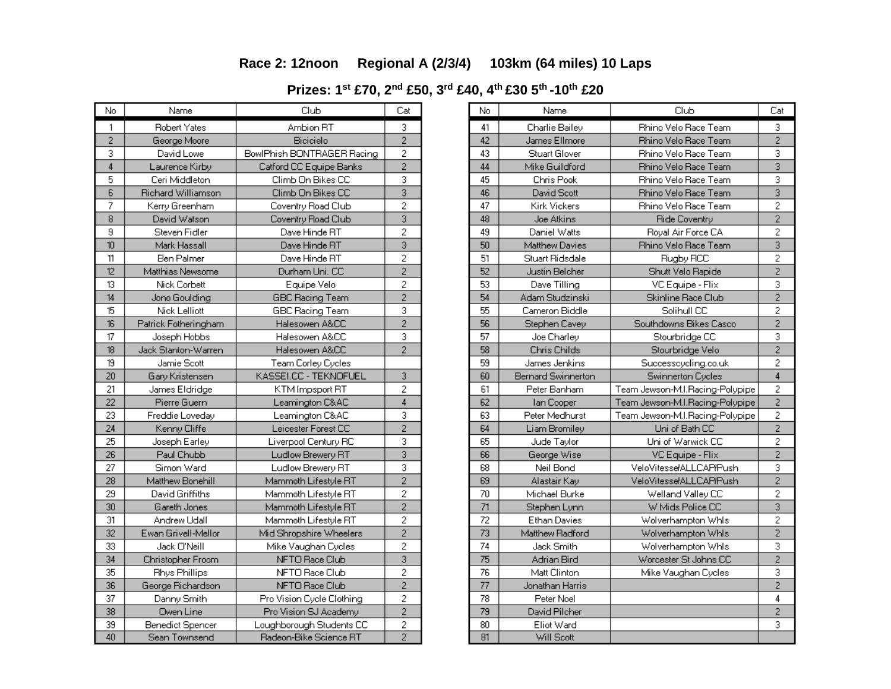**Race 2: 12noon     Regional A (2/3/4)     103km (64 miles) 10 Laps**

**Prizes: 1st £70, 2nd £50, 3rd £40, 4th £30 5th -10th £20**

| No | Name | Club | Cat |
|---|---|---|---|
| 1 | Robert Yates | Ambion RT | 3 |
| 2 | George Moore | Bicicielo | 2 |
| 3 | David Lowe | BowlPhish BONTRAGER Racing | 2 |
| 4 | Laurence Kirby | Catford CC Equipe Banks | 2 |
| 5 | Ceri Middleton | Climb On Bikes CC | 3 |
| 6 | Richard Williamson | Climb On Bikes CC | 3 |
| 7 | Kerry Greenham | Coventry Road Club | 2 |
| 8 | David Watson | Coventry Road Club | 3 |
| 9 | Steven Fidler | Dave Hinde RT | 2 |
| 10 | Mark Hassall | Dave Hinde RT | 3 |
| 11 | Ben Palmer | Dave Hinde RT | 2 |
| 12 | Matthias Newsome | Durham Uni. CC | 2 |
| 13 | Nick Corbett | Equipe Velo | 2 |
| 14 | Jono Goulding | GBC Racing Team | 2 |
| 15 | Nick Lelliott | GBC Racing Team | 3 |
| 16 | Patrick Fotheringham | Halesowen A&CC | 2 |
| 17 | Joseph Hobbs | Halesowen A&CC | 3 |
| 18 | Jack Stanton-Warren | Halesowen A&CC | 2 |
| 19 | Jamie Scott | Team Corley Cycles | |
| 20 | Gary Kristensen | KASSEI.CC - TEKNOFUEL | 3 |
| 21 | James Eldridge | KTM Impsport RT | 2 |
| 22 | Pierre Guern | Leamington C&AC | 4 |
| 23 | Freddie Loveday | Leamington C&AC | 3 |
| 24 | Kenny Cliffe | Leicester Forest CC | 2 |
| 25 | Joseph Earley | Liverpool Century RC | 3 |
| 26 | Paul Chubb | Ludlow Brewery RT | 3 |
| 27 | Simon Ward | Ludlow Brewery RT | 3 |
| 28 | Matthew Bonehill | Mammoth Lifestyle RT | 2 |
| 29 | David Griffiths | Mammoth Lifestyle RT | 2 |
| 30 | Gareth Jones | Mammoth Lifestyle RT | 2 |
| 31 | Andrew Udall | Mammoth Lifestyle RT | 2 |
| 32 | Ewan Grivell-Mellor | Mid Shropshire Wheelers | 2 |
| 33 | Jack O'Neill | Mike Vaughan Cycles | 2 |
| 34 | Christopher Froom | NFTO Race Club | 3 |
| 35 | Rhys Phillips | NFTO Race Club | 2 |
| 36 | George Richardson | NFTO Race Club | 2 |
| 37 | Danny Smith | Pro Vision Cycle Clothing | 2 |
| 38 | Owen Line | Pro Vision SJ Academy | 2 |
| 39 | Benedict Spencer | Loughborough Students CC | 2 |
| 40 | Sean Townsend | Radeon-Bike Science RT | 2 |
| 41 | Charlie Bailey | Rhino Velo Race Team | 3 |
| 42 | James Ellmore | Rhino Velo Race Team | 2 |
| 43 | Stuart Glover | Rhino Velo Race Team | 3 |
| 44 | Mike Guildford | Rhino Velo Race Team | 3 |
| 45 | Chris Pook | Rhino Velo Race Team | 3 |
| 46 | David Scott | Rhino Velo Race Team | 3 |
| 47 | Kirk Vickers | Rhino Velo Race Team | 2 |
| 48 | Joe Atkins | Ride Coventry | 2 |
| 49 | Daniel Watts | Royal Air Force CA | 2 |
| 50 | Matthew Davies | Rhino Velo Race Team | 3 |
| 51 | Stuart Ridsdale | Rugby RCC | 2 |
| 52 | Justin Belcher | Shutt Velo Rapide | 2 |
| 53 | Dave Tilling | VC Equipe - Flix | 3 |
| 54 | Adam Studzinski | Skinline Race Club | 2 |
| 55 | Cameron Biddle | Solihull CC | 2 |
| 56 | Stephen Cavey | Southdowns Bikes Casco | 2 |
| 57 | Joe Charley | Stourbridge CC | 3 |
| 58 | Chris Childs | Stourbridge Velo | 2 |
| 59 | James Jenkins | Successcycling.co.uk | 2 |
| 60 | Bernard Swinnerton | Swinnerton Cycles | 4 |
| 61 | Peter Banham | Team Jewson-M.I.Racing-Polypipe | 2 |
| 62 | Ian Cooper | Team Jewson-M.I.Racing-Polypipe | 2 |
| 63 | Peter Medhurst | Team Jewson-M.I.Racing-Polypipe | 2 |
| 64 | Liam Bromiley | Uni of Bath CC | 2 |
| 65 | Jude Taylor | Uni of Warwick CC | 2 |
| 66 | George Wise | VC Equipe - Flix | 2 |
| 68 | Neil Bond | VeloVitesse/ALLCAP/Push | 3 |
| 69 | Alastair Kay | VeloVitesse/ALLCAP/Push | 2 |
| 70 | Michael Burke | Welland Valley CC | 2 |
| 71 | Stephen Lynn | W Mids Police CC | 3 |
| 72 | Ethan Davies | Wolverhampton Whls | 2 |
| 73 | Matthew Radford | Wolverhampton Whls | 2 |
| 74 | Jack Smith | Wolverhampton Whls | 3 |
| 75 | Adrian Bird | Worcester St Johns CC | 2 |
| 76 | Matt Clinton | Mike Vaughan Cycles | 3 |
| 77 | Jonathan Harris | | 2 |
| 78 | Peter Noel | | 4 |
| 79 | David Pilcher | | 2 |
| 80 | Eliot Ward | | 3 |
| 81 | Will Scott | | |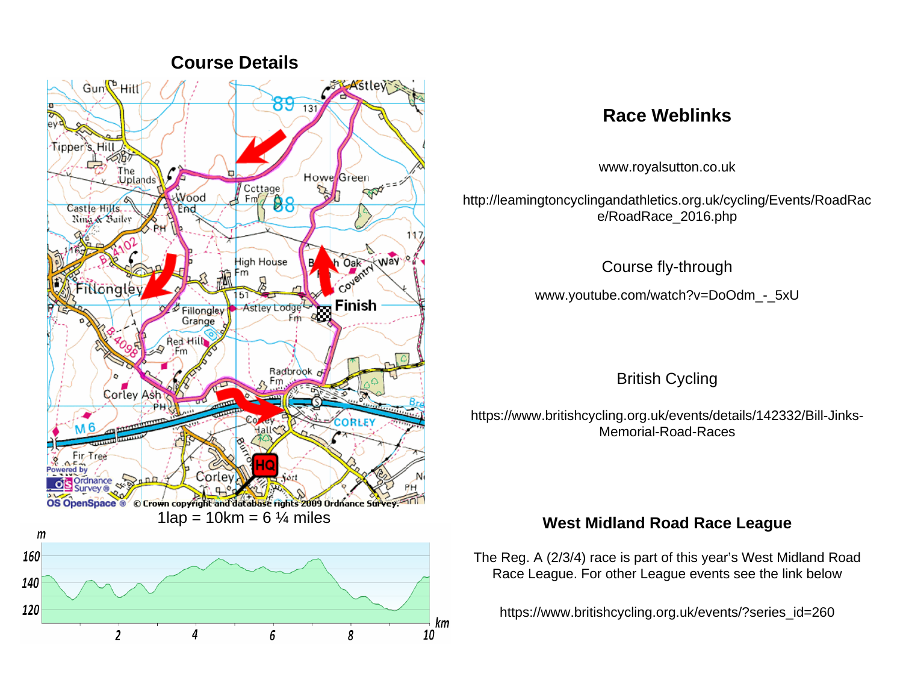## Course Details

1lap = 10km = 6 ¼ miles

## Race Weblinks

www.royalsutton.co.uk

http://leamingtoncyclingandathletics.org.uk/cycling/Events/RoadRace/RoadRace_2016.php

Course fly-through

www.youtube.com/watch?v=DoOdm_-_5xU

British Cycling

https://www.britishcycling.org.uk/events/details/142332/Bill-Jinks-Memorial-Road-Races

## West Midland Road Race League

The Reg. A (2/3/4) race is part of this year's West Midland Road Race League. For other League events see the link below

https://www.britishcycling.org.uk/events/?series_id=260